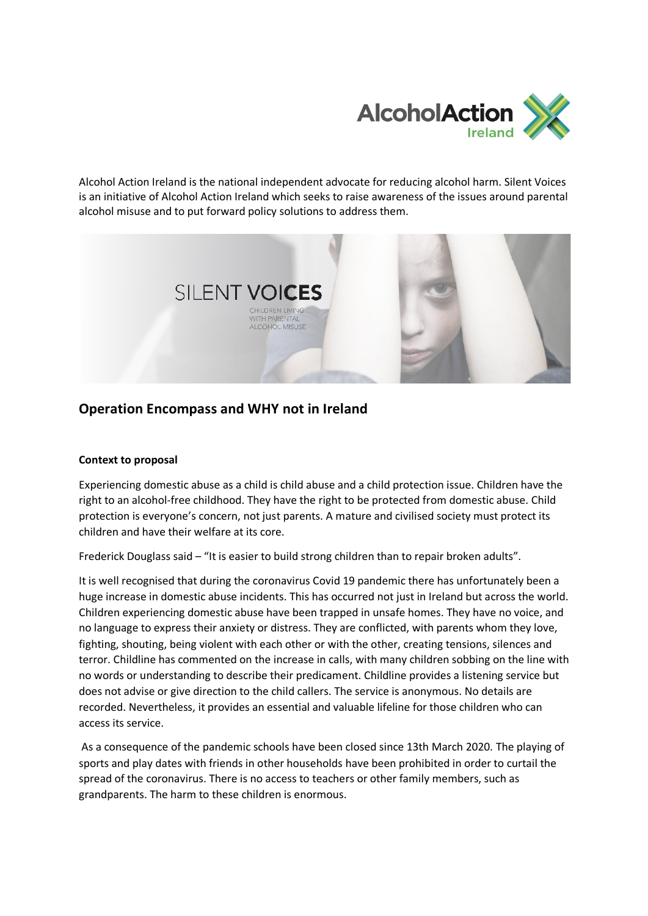Alcohol Action Ireland is the national independent advocate for reducing alcohol harm. Silent Voices is an initiative of Alcohol Action Ireland which seeks to raise awareness of the issues around parental alcohol misuse and to put forward policy solutions to address them.

## Operation Encompass and WHY not in Ireland

### Context to proposal

Experiencing domestic abuse as a child is child abuse and a child protection issue. Children have the right to an alcohol-free childhood. They have the right to be protected from domestic abuse. Child protection is everyone's concern, not just parents. A mature and civilised society must protect its children and have their welfare at its core.

Frederick Douglass said – "It is easier to build strong children than to repair broken adults".

It is well recognised that during the coronavirus Covid 19 pandemic there has unfortunately been a huge increase in domestic abuse incidents. This has occurred not just in Ireland but across the world. Children experiencing domestic abuse have been trapped in unsafe homes. They have no voice, and no language to express their anxiety or distress. They are conflicted, with parents whom they love, fighting, shouting, being violent with each other or with the other, creating tensions, silences and terror. Childline has commented on the increase in calls, with many children sobbing on the line with no words or understanding to describe their predicament. Childline provides a listening service but does not advise or give direction to the child callers. The service is anonymous. No details are recorded. Nevertheless, it provides an essential and valuable lifeline for those children who can access its service.

As a consequence of the pandemic schools have been closed since 13th March 2020. The playing of sports and play dates with friends in other households have been prohibited in order to curtail the spread of the coronavirus. There is no access to teachers or other family members, such as grandparents. The harm to these children is enormous.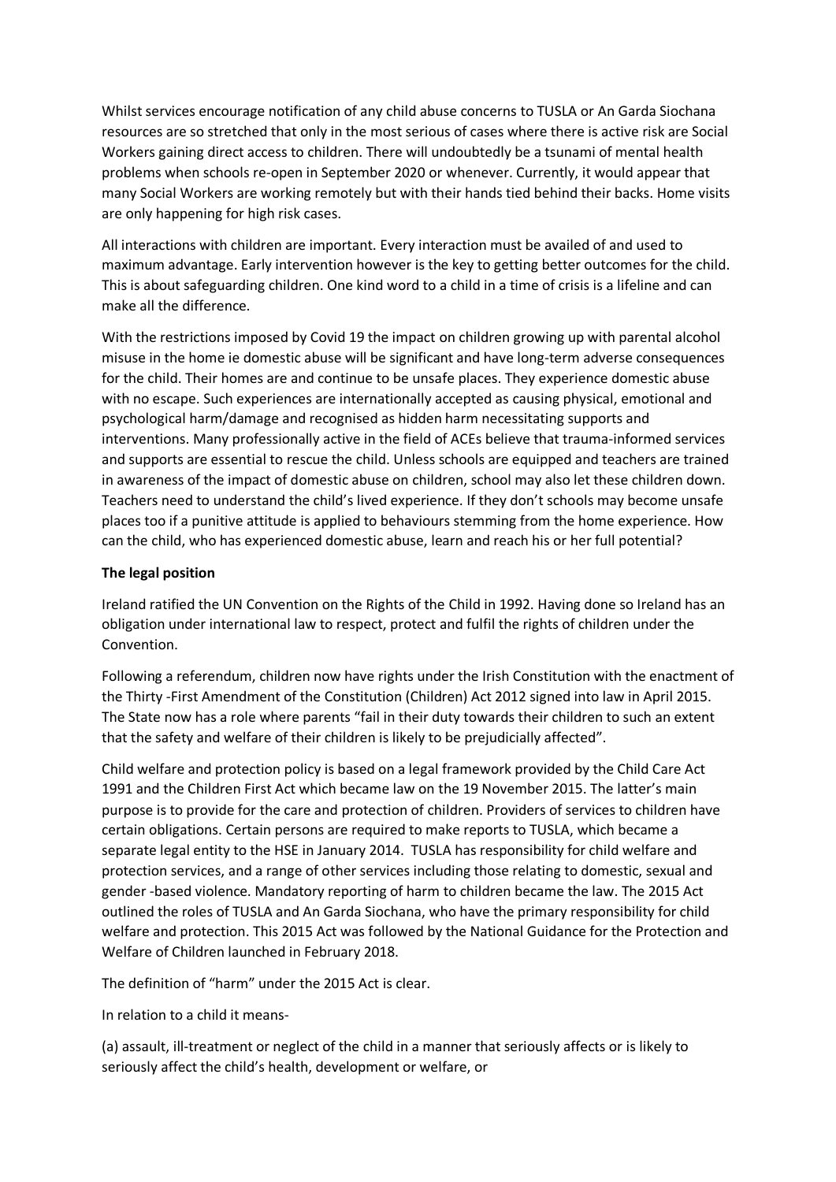Whilst services encourage notification of any child abuse concerns to TUSLA or An Garda Siochana resources are so stretched that only in the most serious of cases where there is active risk are Social Workers gaining direct access to children. There will undoubtedly be a tsunami of mental health problems when schools re-open in September 2020 or whenever. Currently, it would appear that many Social Workers are working remotely but with their hands tied behind their backs. Home visits are only happening for high risk cases.

All interactions with children are important. Every interaction must be availed of and used to maximum advantage. Early intervention however is the key to getting better outcomes for the child. This is about safeguarding children. One kind word to a child in a time of crisis is a lifeline and can make all the difference.

With the restrictions imposed by Covid 19 the impact on children growing up with parental alcohol misuse in the home ie domestic abuse will be significant and have long-term adverse consequences for the child. Their homes are and continue to be unsafe places. They experience domestic abuse with no escape. Such experiences are internationally accepted as causing physical, emotional and psychological harm/damage and recognised as hidden harm necessitating supports and interventions. Many professionally active in the field of ACEs believe that trauma-informed services and supports are essential to rescue the child. Unless schools are equipped and teachers are trained in awareness of the impact of domestic abuse on children, school may also let these children down. Teachers need to understand the child's lived experience. If they don't schools may become unsafe places too if a punitive attitude is applied to behaviours stemming from the home experience. How can the child, who has experienced domestic abuse, learn and reach his or her full potential?

**The legal position**

Ireland ratified the UN Convention on the Rights of the Child in 1992. Having done so Ireland has an obligation under international law to respect, protect and fulfil the rights of children under the Convention.

Following a referendum, children now have rights under the Irish Constitution with the enactment of the Thirty -First Amendment of the Constitution (Children) Act 2012 signed into law in April 2015. The State now has a role where parents "fail in their duty towards their children to such an extent that the safety and welfare of their children is likely to be prejudicially affected".

Child welfare and protection policy is based on a legal framework provided by the Child Care Act 1991 and the Children First Act which became law on the 19 November 2015. The latter's main purpose is to provide for the care and protection of children. Providers of services to children have certain obligations. Certain persons are required to make reports to TUSLA, which became a separate legal entity to the HSE in January 2014. TUSLA has responsibility for child welfare and protection services, and a range of other services including those relating to domestic, sexual and gender -based violence. Mandatory reporting of harm to children became the law. The 2015 Act outlined the roles of TUSLA and An Garda Siochana, who have the primary responsibility for child welfare and protection. This 2015 Act was followed by the National Guidance for the Protection and Welfare of Children launched in February 2018.

The definition of "harm" under the 2015 Act is clear.

In relation to a child it means-

(a) assault, ill-treatment or neglect of the child in a manner that seriously affects or is likely to seriously affect the child's health, development or welfare, or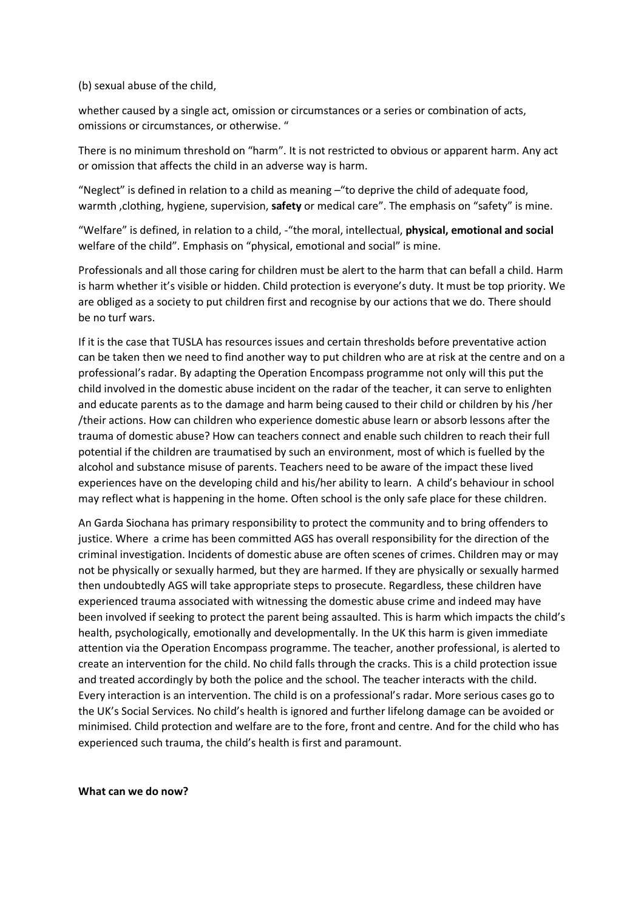(b) sexual abuse of the child,

whether caused by a single act, omission or circumstances or a series or combination of acts, omissions or circumstances, or otherwise. "

There is no minimum threshold on "harm". It is not restricted to obvious or apparent harm. Any act or omission that affects the child in an adverse way is harm.

"Neglect" is defined in relation to a child as meaning –"to deprive the child of adequate food, warmth ,clothing, hygiene, supervision, **safety** or medical care". The emphasis on "safety" is mine.

"Welfare" is defined, in relation to a child, -"the moral, intellectual, **physical, emotional and social** welfare of the child". Emphasis on "physical, emotional and social" is mine.

Professionals and all those caring for children must be alert to the harm that can befall a child. Harm is harm whether it's visible or hidden. Child protection is everyone's duty. It must be top priority. We are obliged as a society to put children first and recognise by our actions that we do. There should be no turf wars.

If it is the case that TUSLA has resources issues and certain thresholds before preventative action can be taken then we need to find another way to put children who are at risk at the centre and on a professional's radar. By adapting the Operation Encompass programme not only will this put the child involved in the domestic abuse incident on the radar of the teacher, it can serve to enlighten and educate parents as to the damage and harm being caused to their child or children by his /her /their actions. How can children who experience domestic abuse learn or absorb lessons after the trauma of domestic abuse? How can teachers connect and enable such children to reach their full potential if the children are traumatised by such an environment, most of which is fuelled by the alcohol and substance misuse of parents. Teachers need to be aware of the impact these lived experiences have on the developing child and his/her ability to learn. A child's behaviour in school may reflect what is happening in the home. Often school is the only safe place for these children.

An Garda Siochana has primary responsibility to protect the community and to bring offenders to justice. Where a crime has been committed AGS has overall responsibility for the direction of the criminal investigation. Incidents of domestic abuse are often scenes of crimes. Children may or may not be physically or sexually harmed, but they are harmed. If they are physically or sexually harmed then undoubtedly AGS will take appropriate steps to prosecute. Regardless, these children have experienced trauma associated with witnessing the domestic abuse crime and indeed may have been involved if seeking to protect the parent being assaulted. This is harm which impacts the child's health, psychologically, emotionally and developmentally. In the UK this harm is given immediate attention via the Operation Encompass programme. The teacher, another professional, is alerted to create an intervention for the child. No child falls through the cracks. This is a child protection issue and treated accordingly by both the police and the school. The teacher interacts with the child. Every interaction is an intervention. The child is on a professional's radar. More serious cases go to the UK's Social Services. No child's health is ignored and further lifelong damage can be avoided or minimised. Child protection and welfare are to the fore, front and centre. And for the child who has experienced such trauma, the child's health is first and paramount.

**What can we do now?**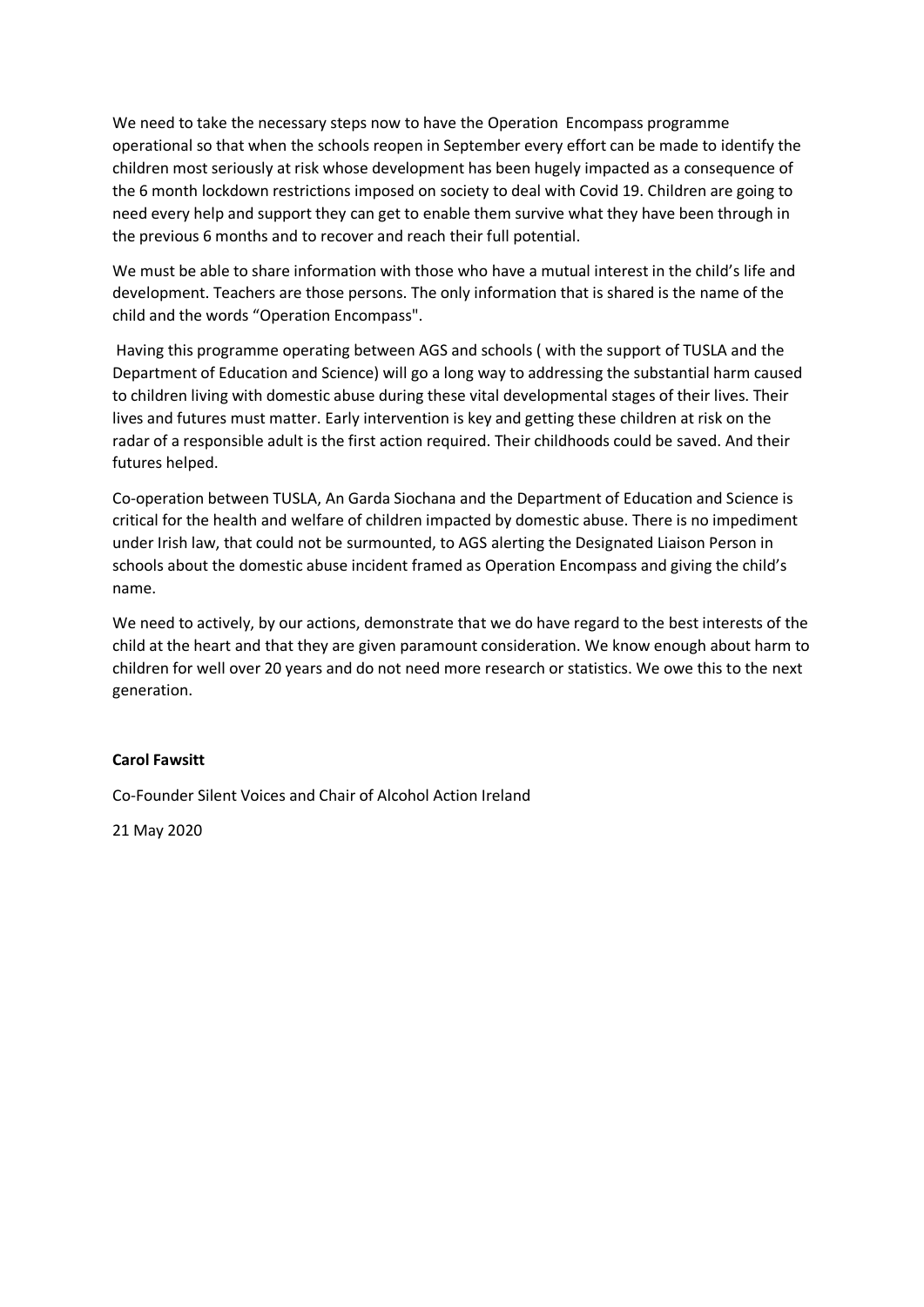We need to take the necessary steps now to have the Operation Encompass programme operational so that when the schools reopen in September every effort can be made to identify the children most seriously at risk whose development has been hugely impacted as a consequence of the 6 month lockdown restrictions imposed on society to deal with Covid 19. Children are going to need every help and support they can get to enable them survive what they have been through in the previous 6 months and to recover and reach their full potential.

We must be able to share information with those who have a mutual interest in the child's life and development. Teachers are those persons. The only information that is shared is the name of the child and the words "Operation Encompass".

Having this programme operating between AGS and schools ( with the support of TUSLA and the Department of Education and Science) will go a long way to addressing the substantial harm caused to children living with domestic abuse during these vital developmental stages of their lives. Their lives and futures must matter. Early intervention is key and getting these children at risk on the radar of a responsible adult is the first action required. Their childhoods could be saved. And their futures helped.

Co-operation between TUSLA, An Garda Siochana and the Department of Education and Science is critical for the health and welfare of children impacted by domestic abuse. There is no impediment under Irish law, that could not be surmounted, to AGS alerting the Designated Liaison Person in schools about the domestic abuse incident framed as Operation Encompass and giving the child's name.

We need to actively, by our actions, demonstrate that we do have regard to the best interests of the child at the heart and that they are given paramount consideration. We know enough about harm to children for well over 20 years and do not need more research or statistics. We owe this to the next generation.

**Carol Fawsitt**

Co-Founder Silent Voices and Chair of Alcohol Action Ireland

21 May 2020